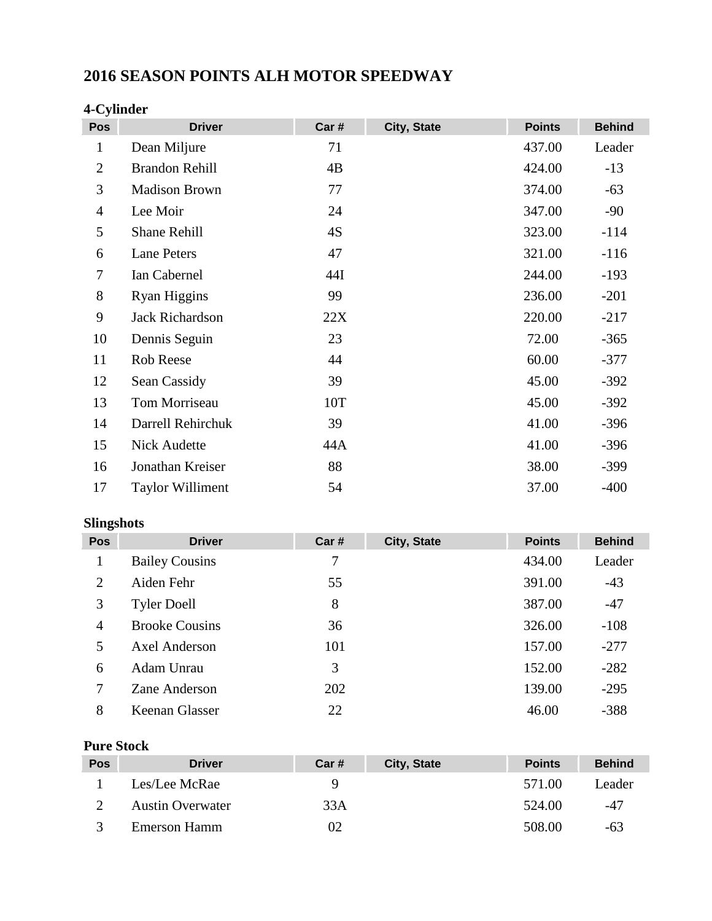# 2016 SEASON POINTS ALH MOTOR SPEEDWAY

### 4-Cylinder

| Pos | Driver | Car # | City, State | Points | Behind |
|---|---|---|---|---|---|
| 1 | Dean Miljure | 71 | | 437.00 | Leader |
| 2 | Brandon Rehill | 4B | | 424.00 | -13 |
| 3 | Madison Brown | 77 | | 374.00 | -63 |
| 4 | Lee Moir | 24 | | 347.00 | -90 |
| 5 | Shane Rehill | 4S | | 323.00 | -114 |
| 6 | Lane Peters | 47 | | 321.00 | -116 |
| 7 | Ian Cabernel | 44I | | 244.00 | -193 |
| 8 | Ryan Higgins | 99 | | 236.00 | -201 |
| 9 | Jack Richardson | 22X | | 220.00 | -217 |
| 10 | Dennis Seguin | 23 | | 72.00 | -365 |
| 11 | Rob Reese | 44 | | 60.00 | -377 |
| 12 | Sean Cassidy | 39 | | 45.00 | -392 |
| 13 | Tom Morriseau | 10T | | 45.00 | -392 |
| 14 | Darrell Rehirchuk | 39 | | 41.00 | -396 |
| 15 | Nick Audette | 44A | | 41.00 | -396 |
| 16 | Jonathan Kreiser | 88 | | 38.00 | -399 |
| 17 | Taylor Williment | 54 | | 37.00 | -400 |

### Slingshots

| Pos | Driver | Car # | City, State | Points | Behind |
|---|---|---|---|---|---|
| 1 | Bailey Cousins | 7 | | 434.00 | Leader |
| 2 | Aiden Fehr | 55 | | 391.00 | -43 |
| 3 | Tyler Doell | 8 | | 387.00 | -47 |
| 4 | Brooke Cousins | 36 | | 326.00 | -108 |
| 5 | Axel Anderson | 101 | | 157.00 | -277 |
| 6 | Adam Unrau | 3 | | 152.00 | -282 |
| 7 | Zane Anderson | 202 | | 139.00 | -295 |
| 8 | Keenan Glasser | 22 | | 46.00 | -388 |

### Pure Stock

| Pos | Driver | Car # | City, State | Points | Behind |
|---|---|---|---|---|---|
| 1 | Les/Lee McRae | 9 | | 571.00 | Leader |
| 2 | Austin Overwater | 33A | | 524.00 | -47 |
| 3 | Emerson Hamm | 02 | | 508.00 | -63 |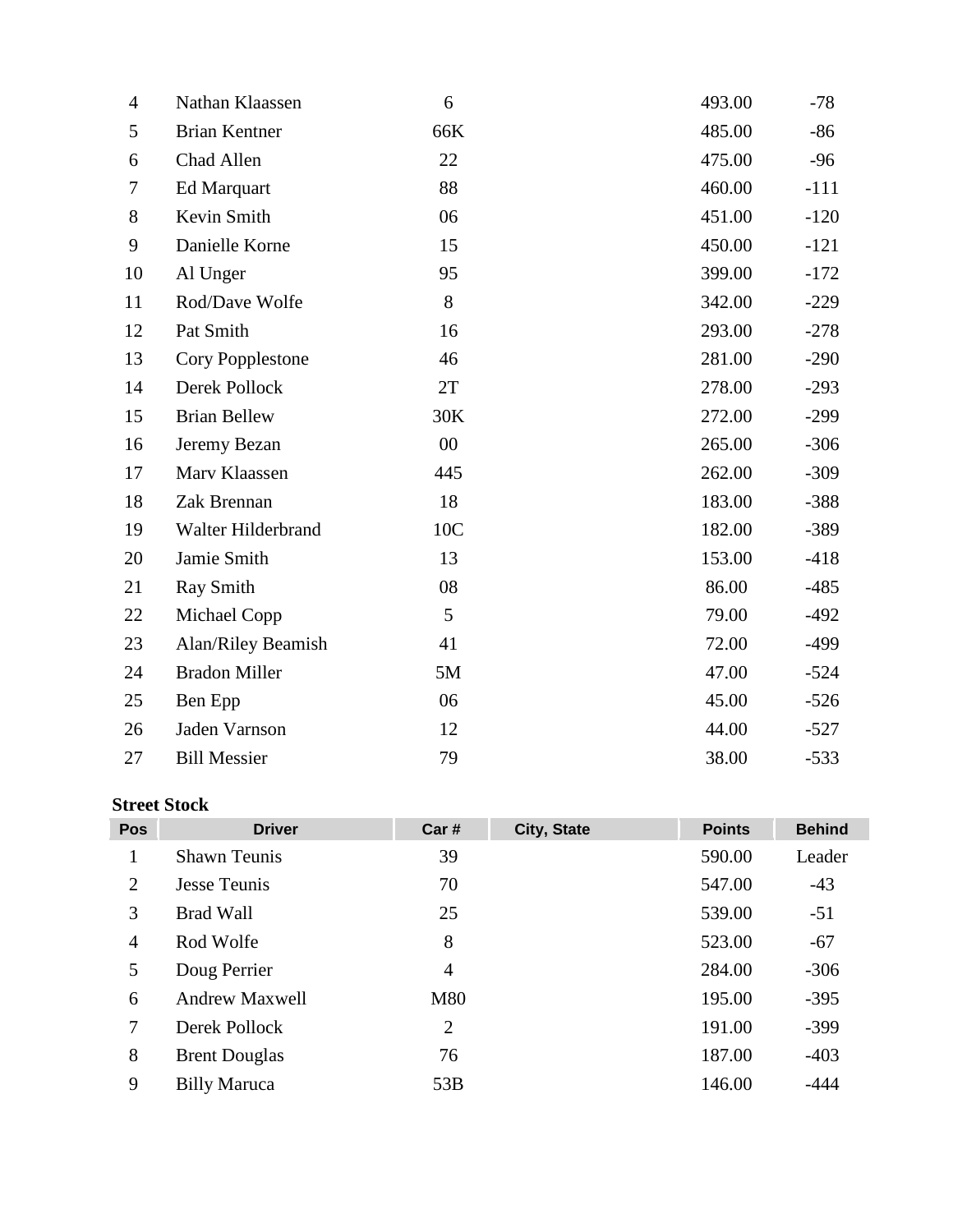| Pos | Driver | Car # | City, State | Points | Behind |
|---|---|---|---|---|---|
| 4 | Nathan Klaassen | 6 | | 493.00 | -78 |
| 5 | Brian Kentner | 66K | | 485.00 | -86 |
| 6 | Chad Allen | 22 | | 475.00 | -96 |
| 7 | Ed Marquart | 88 | | 460.00 | -111 |
| 8 | Kevin Smith | 06 | | 451.00 | -120 |
| 9 | Danielle Korne | 15 | | 450.00 | -121 |
| 10 | Al Unger | 95 | | 399.00 | -172 |
| 11 | Rod/Dave Wolfe | 8 | | 342.00 | -229 |
| 12 | Pat Smith | 16 | | 293.00 | -278 |
| 13 | Cory Popplestone | 46 | | 281.00 | -290 |
| 14 | Derek Pollock | 2T | | 278.00 | -293 |
| 15 | Brian Bellew | 30K | | 272.00 | -299 |
| 16 | Jeremy Bezan | 00 | | 265.00 | -306 |
| 17 | Marv Klaassen | 445 | | 262.00 | -309 |
| 18 | Zak Brennan | 18 | | 183.00 | -388 |
| 19 | Walter Hilderbrand | 10C | | 182.00 | -389 |
| 20 | Jamie Smith | 13 | | 153.00 | -418 |
| 21 | Ray Smith | 08 | | 86.00 | -485 |
| 22 | Michael Copp | 5 | | 79.00 | -492 |
| 23 | Alan/Riley Beamish | 41 | | 72.00 | -499 |
| 24 | Bradon Miller | 5M | | 47.00 | -524 |
| 25 | Ben Epp | 06 | | 45.00 | -526 |
| 26 | Jaden Varnson | 12 | | 44.00 | -527 |
| 27 | Bill Messier | 79 | | 38.00 | -533 |

**Street Stock**

| Pos | Driver | Car # | City, State | Points | Behind |
|---|---|---|---|---|---|
| 1 | Shawn Teunis | 39 | | 590.00 | Leader |
| 2 | Jesse Teunis | 70 | | 547.00 | -43 |
| 3 | Brad Wall | 25 | | 539.00 | -51 |
| 4 | Rod Wolfe | 8 | | 523.00 | -67 |
| 5 | Doug Perrier | 4 | | 284.00 | -306 |
| 6 | Andrew Maxwell | M80 | | 195.00 | -395 |
| 7 | Derek Pollock | 2 | | 191.00 | -399 |
| 8 | Brent Douglas | 76 | | 187.00 | -403 |
| 9 | Billy Maruca | 53B | | 146.00 | -444 |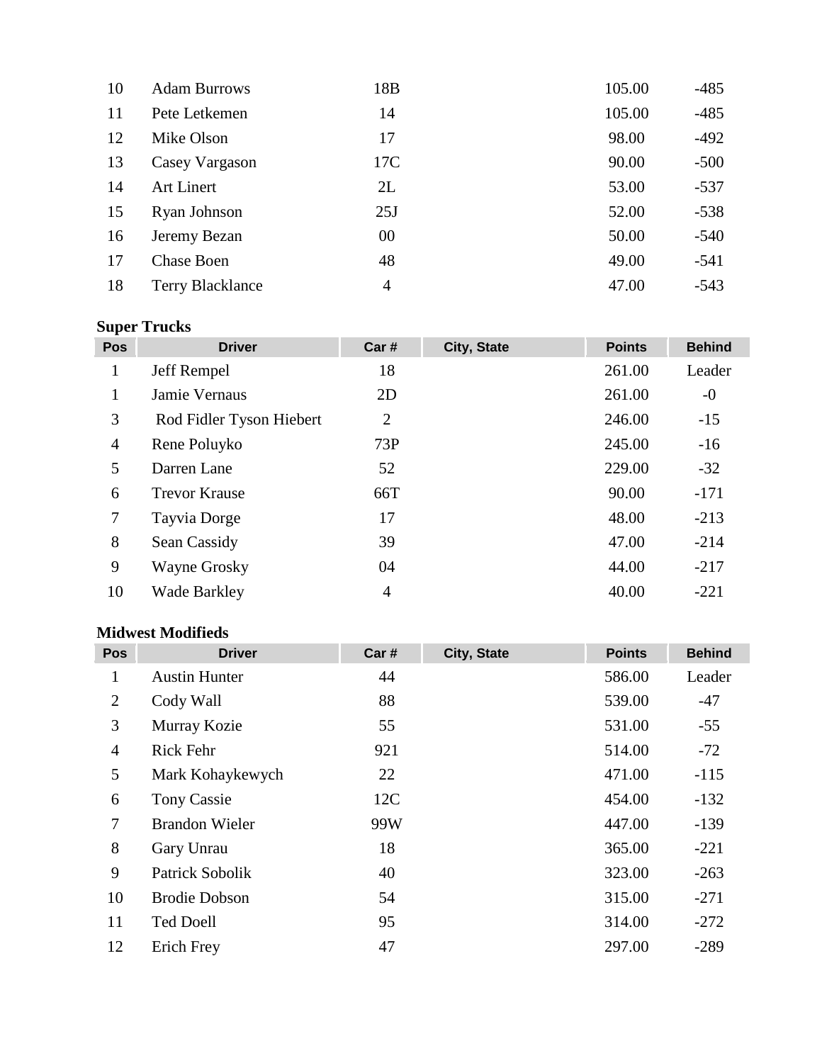| Pos | Driver | Car # | City, State | Points | Behind |
|---|---|---|---|---|---|
| 10 | Adam Burrows | 18B | | 105.00 | -485 |
| 11 | Pete Letkemen | 14 | | 105.00 | -485 |
| 12 | Mike Olson | 17 | | 98.00 | -492 |
| 13 | Casey Vargason | 17C | | 90.00 | -500 |
| 14 | Art Linert | 2L | | 53.00 | -537 |
| 15 | Ryan Johnson | 25J | | 52.00 | -538 |
| 16 | Jeremy Bezan | 00 | | 50.00 | -540 |
| 17 | Chase Boen | 48 | | 49.00 | -541 |
| 18 | Terry Blacklance | 4 | | 47.00 | -543 |

**Super Trucks**

| Pos | Driver | Car # | City, State | Points | Behind |
|---|---|---|---|---|---|
| 1 | Jeff Rempel | 18 | | 261.00 | Leader |
| 1 | Jamie Vernaus | 2D | | 261.00 | -0 |
| 3 | Rod Fidler Tyson Hiebert | 2 | | 246.00 | -15 |
| 4 | Rene Poluyko | 73P | | 245.00 | -16 |
| 5 | Darren Lane | 52 | | 229.00 | -32 |
| 6 | Trevor Krause | 66T | | 90.00 | -171 |
| 7 | Tayvia Dorge | 17 | | 48.00 | -213 |
| 8 | Sean Cassidy | 39 | | 47.00 | -214 |
| 9 | Wayne Grosky | 04 | | 44.00 | -217 |
| 10 | Wade Barkley | 4 | | 40.00 | -221 |

**Midwest Modifieds**

| Pos | Driver | Car # | City, State | Points | Behind |
|---|---|---|---|---|---|
| 1 | Austin Hunter | 44 | | 586.00 | Leader |
| 2 | Cody Wall | 88 | | 539.00 | -47 |
| 3 | Murray Kozie | 55 | | 531.00 | -55 |
| 4 | Rick Fehr | 921 | | 514.00 | -72 |
| 5 | Mark Kohaykewych | 22 | | 471.00 | -115 |
| 6 | Tony Cassie | 12C | | 454.00 | -132 |
| 7 | Brandon Wieler | 99W | | 447.00 | -139 |
| 8 | Gary Unrau | 18 | | 365.00 | -221 |
| 9 | Patrick Sobolik | 40 | | 323.00 | -263 |
| 10 | Brodie Dobson | 54 | | 315.00 | -271 |
| 11 | Ted Doell | 95 | | 314.00 | -272 |
| 12 | Erich Frey | 47 | | 297.00 | -289 |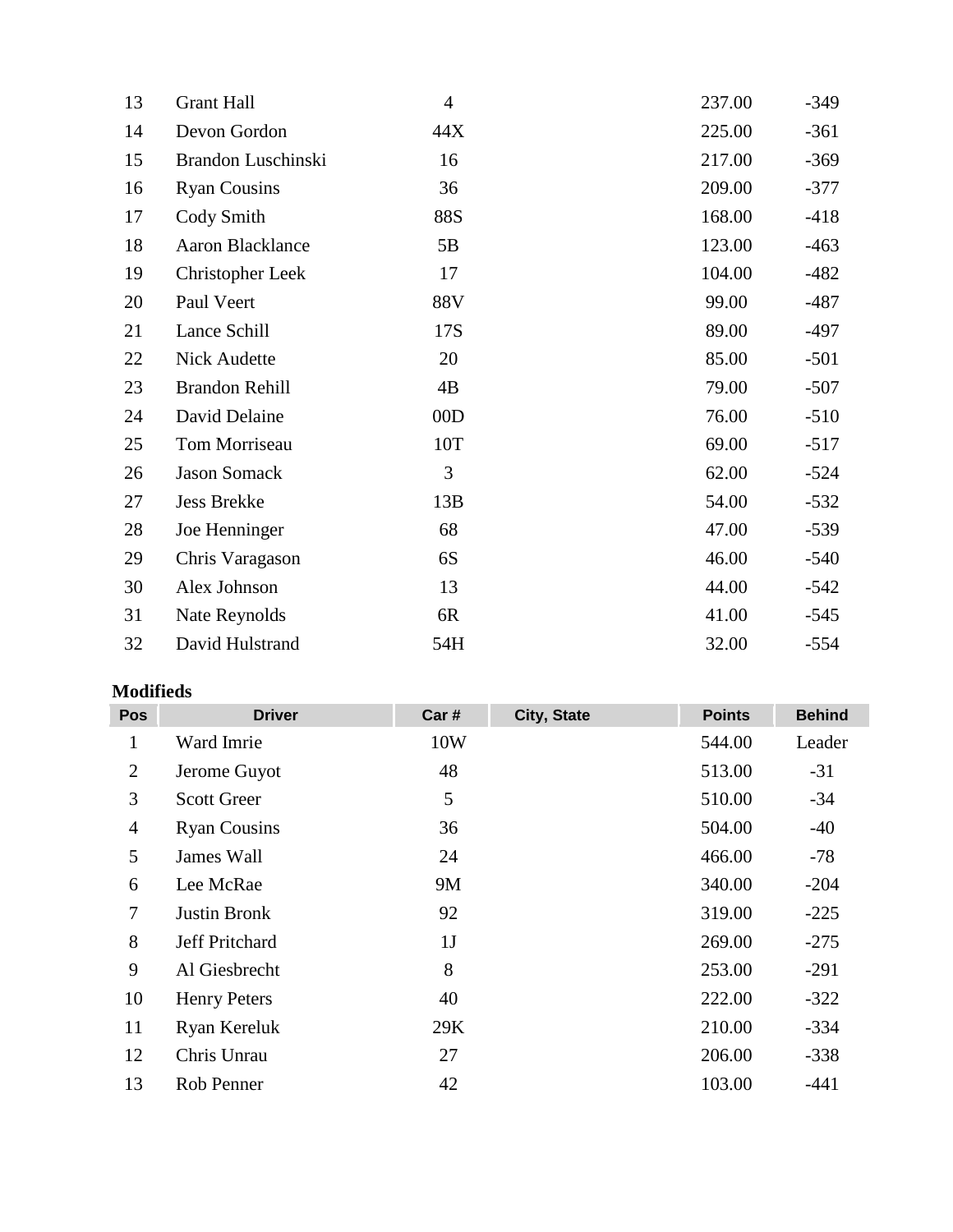| Pos | Driver | Car # | City, State | Points | Behind |
|---|---|---|---|---|---|
| 13 | Grant Hall | 4 | | 237.00 | -349 |
| 14 | Devon Gordon | 44X | | 225.00 | -361 |
| 15 | Brandon Luschinski | 16 | | 217.00 | -369 |
| 16 | Ryan Cousins | 36 | | 209.00 | -377 |
| 17 | Cody Smith | 88S | | 168.00 | -418 |
| 18 | Aaron Blacklance | 5B | | 123.00 | -463 |
| 19 | Christopher Leek | 17 | | 104.00 | -482 |
| 20 | Paul Veert | 88V | | 99.00 | -487 |
| 21 | Lance Schill | 17S | | 89.00 | -497 |
| 22 | Nick Audette | 20 | | 85.00 | -501 |
| 23 | Brandon Rehill | 4B | | 79.00 | -507 |
| 24 | David Delaine | 00D | | 76.00 | -510 |
| 25 | Tom Morriseau | 10T | | 69.00 | -517 |
| 26 | Jason Somack | 3 | | 62.00 | -524 |
| 27 | Jess Brekke | 13B | | 54.00 | -532 |
| 28 | Joe Henninger | 68 | | 47.00 | -539 |
| 29 | Chris Varagason | 6S | | 46.00 | -540 |
| 30 | Alex Johnson | 13 | | 44.00 | -542 |
| 31 | Nate Reynolds | 6R | | 41.00 | -545 |
| 32 | David Hulstrand | 54H | | 32.00 | -554 |

**Modifieds**

| Pos | Driver | Car # | City, State | Points | Behind |
|---|---|---|---|---|---|
| 1 | Ward Imrie | 10W | | 544.00 | Leader |
| 2 | Jerome Guyot | 48 | | 513.00 | -31 |
| 3 | Scott Greer | 5 | | 510.00 | -34 |
| 4 | Ryan Cousins | 36 | | 504.00 | -40 |
| 5 | James Wall | 24 | | 466.00 | -78 |
| 6 | Lee McRae | 9M | | 340.00 | -204 |
| 7 | Justin Bronk | 92 | | 319.00 | -225 |
| 8 | Jeff Pritchard | 1J | | 269.00 | -275 |
| 9 | Al Giesbrecht | 8 | | 253.00 | -291 |
| 10 | Henry Peters | 40 | | 222.00 | -322 |
| 11 | Ryan Kereluk | 29K | | 210.00 | -334 |
| 12 | Chris Unrau | 27 | | 206.00 | -338 |
| 13 | Rob Penner | 42 | | 103.00 | -441 |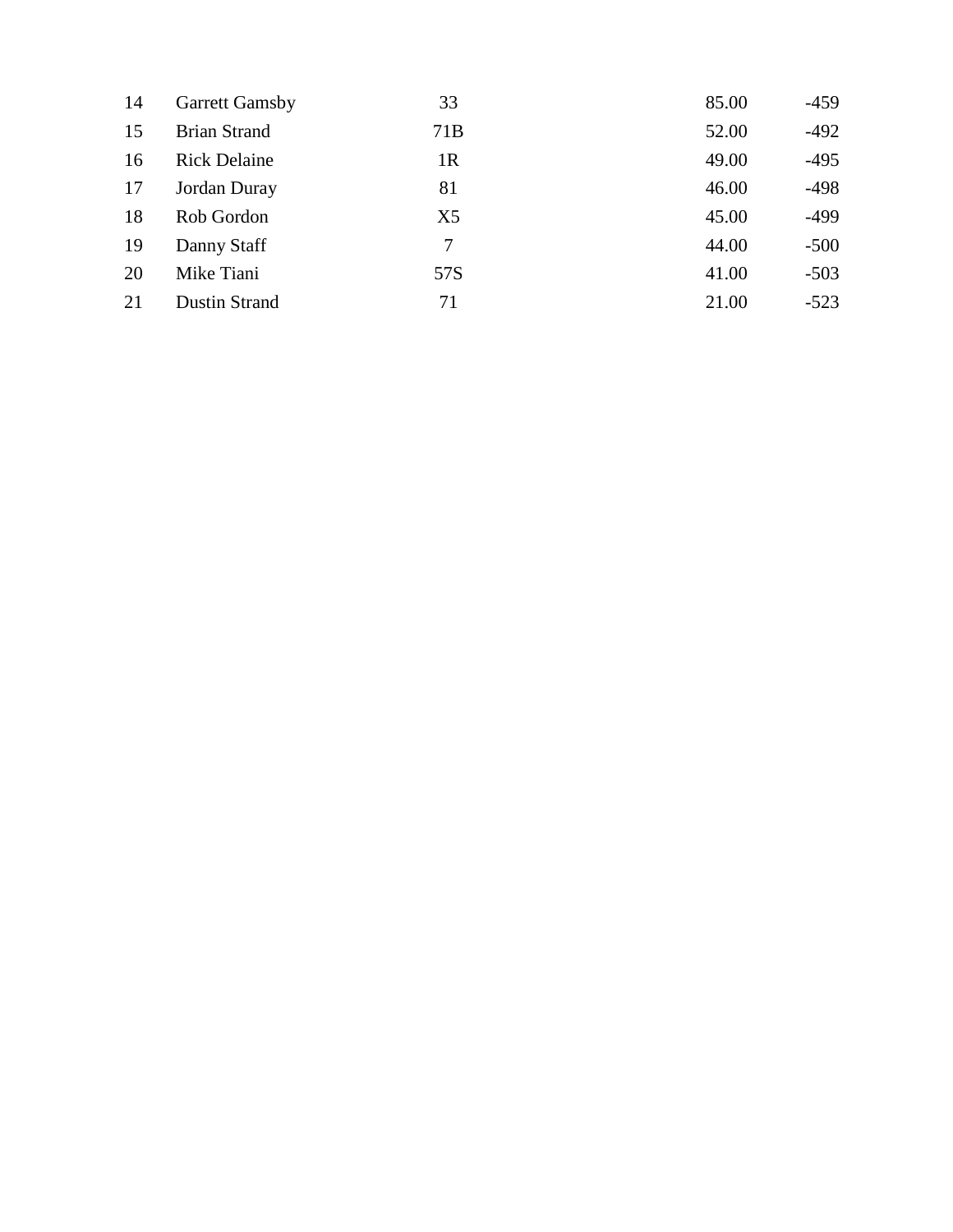| | | | | |
|---|---|---|---|---|
| 14 | Garrett Gamsby | 33 | 85.00 | -459 |
| 15 | Brian Strand | 71B | 52.00 | -492 |
| 16 | Rick Delaine | 1R | 49.00 | -495 |
| 17 | Jordan Duray | 81 | 46.00 | -498 |
| 18 | Rob Gordon | X5 | 45.00 | -499 |
| 19 | Danny Staff | 7 | 44.00 | -500 |
| 20 | Mike Tiani | 57S | 41.00 | -503 |
| 21 | Dustin Strand | 71 | 21.00 | -523 |